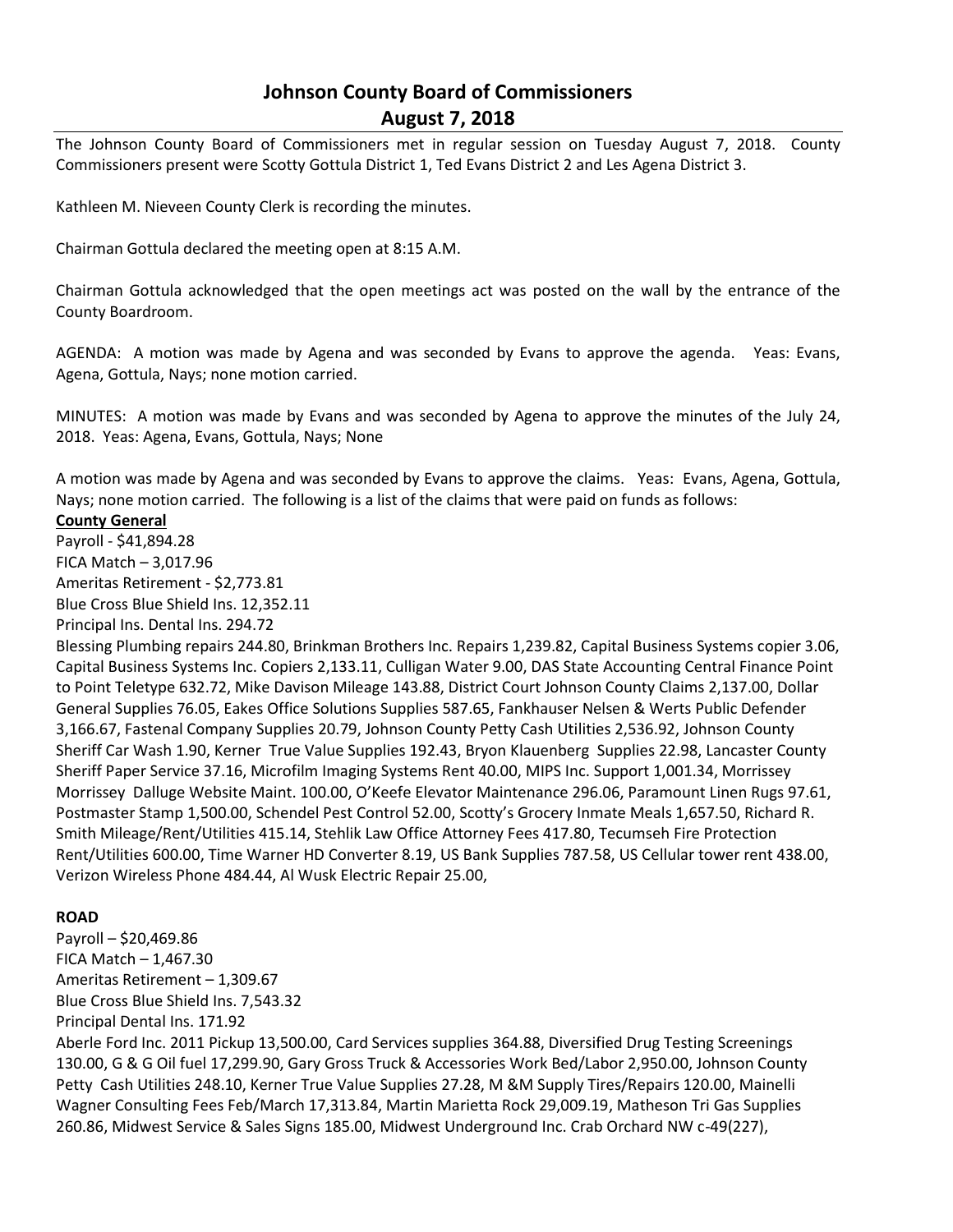# Johnson County Board of Commissioners
## August 7, 2018

The Johnson County Board of Commissioners met in regular session on Tuesday August 7, 2018. County Commissioners present were Scotty Gottula District 1, Ted Evans District 2 and Les Agena District 3.

Kathleen M. Nieveen County Clerk is recording the minutes.

Chairman Gottula declared the meeting open at 8:15 A.M.

Chairman Gottula acknowledged that the open meetings act was posted on the wall by the entrance of the County Boardroom.

AGENDA: A motion was made by Agena and was seconded by Evans to approve the agenda. Yeas: Evans, Agena, Gottula, Nays; none motion carried.

MINUTES: A motion was made by Evans and was seconded by Agena to approve the minutes of the July 24, 2018. Yeas: Agena, Evans, Gottula, Nays; None

A motion was made by Agena and was seconded by Evans to approve the claims. Yeas: Evans, Agena, Gottula, Nays; none motion carried. The following is a list of the claims that were paid on funds as follows:

**County General**

Payroll - $41,894.28
FICA Match – 3,017.96
Ameritas Retirement - $2,773.81
Blue Cross Blue Shield Ins. 12,352.11
Principal Ins. Dental Ins. 294.72
Blessing Plumbing repairs 244.80, Brinkman Brothers Inc. Repairs 1,239.82, Capital Business Systems copier 3.06, Capital Business Systems Inc. Copiers 2,133.11, Culligan Water 9.00, DAS State Accounting Central Finance Point to Point Teletype 632.72, Mike Davison Mileage 143.88, District Court Johnson County Claims 2,137.00, Dollar General Supplies 76.05, Eakes Office Solutions Supplies 587.65, Fankhauser Nelsen & Werts Public Defender 3,166.67, Fastenal Company Supplies 20.79, Johnson County Petty Cash Utilities 2,536.92, Johnson County Sheriff Car Wash 1.90, Kerner True Value Supplies 192.43, Bryon Klauenberg Supplies 22.98, Lancaster County Sheriff Paper Service 37.16, Microfilm Imaging Systems Rent 40.00, MIPS Inc. Support 1,001.34, Morrissey Morrissey Dalluge Website Maint. 100.00, O'Keefe Elevator Maintenance 296.06, Paramount Linen Rugs 97.61, Postmaster Stamp 1,500.00, Schendel Pest Control 52.00, Scotty's Grocery Inmate Meals 1,657.50, Richard R. Smith Mileage/Rent/Utilities 415.14, Stehlik Law Office Attorney Fees 417.80, Tecumseh Fire Protection Rent/Utilities 600.00, Time Warner HD Converter 8.19, US Bank Supplies 787.58, US Cellular tower rent 438.00, Verizon Wireless Phone 484.44, Al Wusk Electric Repair 25.00,

**ROAD**

Payroll – $20,469.86
FICA Match – 1,467.30
Ameritas Retirement – 1,309.67
Blue Cross Blue Shield Ins. 7,543.32
Principal Dental Ins. 171.92
Aberle Ford Inc. 2011 Pickup 13,500.00, Card Services supplies 364.88, Diversified Drug Testing Screenings 130.00, G & G Oil fuel 17,299.90, Gary Gross Truck & Accessories Work Bed/Labor 2,950.00, Johnson County Petty Cash Utilities 248.10, Kerner True Value Supplies 27.28, M &M Supply Tires/Repairs 120.00, Mainelli Wagner Consulting Fees Feb/March 17,313.84, Martin Marietta Rock 29,009.19, Matheson Tri Gas Supplies 260.86, Midwest Service & Sales Signs 185.00, Midwest Underground Inc. Crab Orchard NW c-49(227),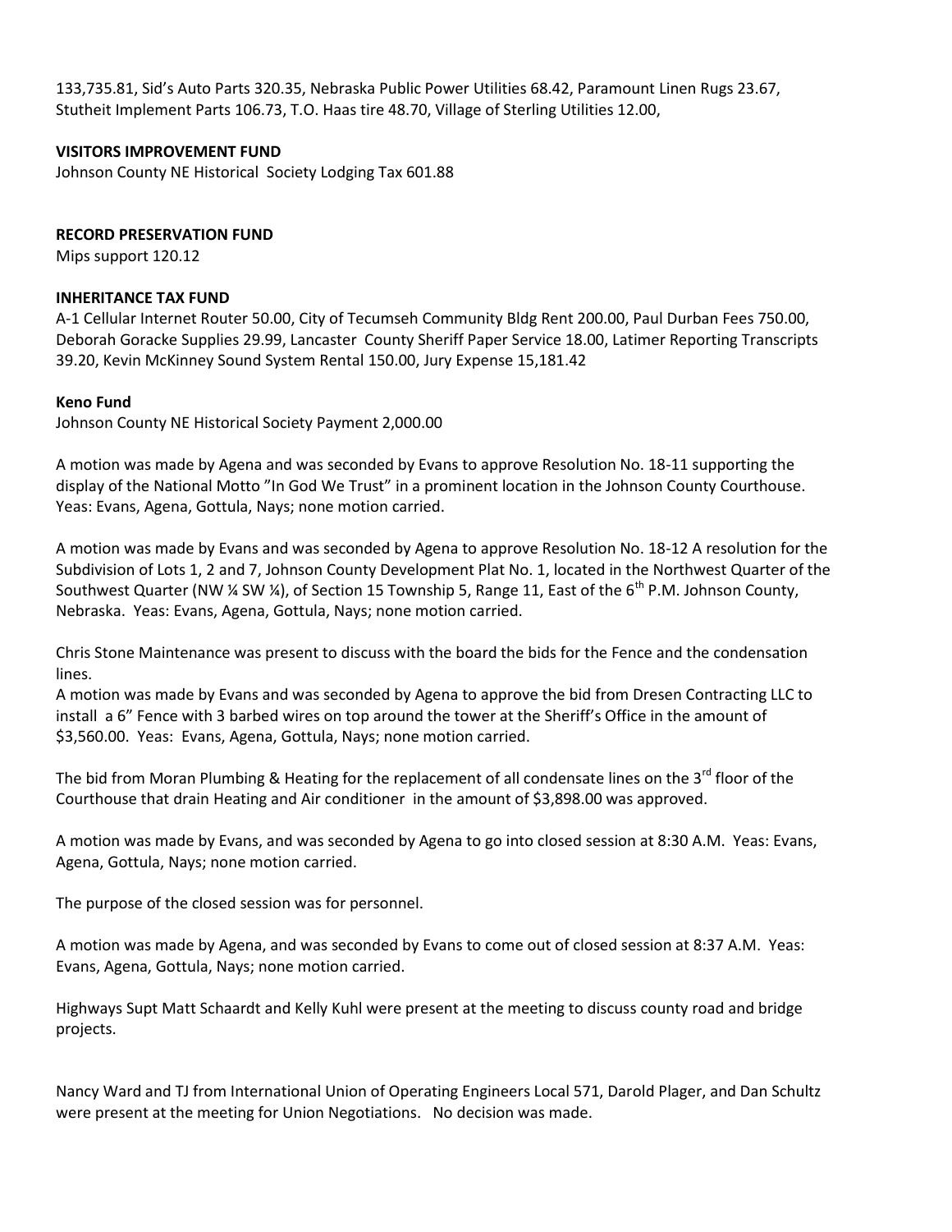133,735.81, Sid's Auto Parts 320.35, Nebraska Public Power Utilities 68.42, Paramount Linen Rugs 23.67, Stutheit Implement Parts 106.73, T.O. Haas tire 48.70, Village of Sterling Utilities 12.00,

**VISITORS IMPROVEMENT FUND**

Johnson County NE Historical Society Lodging Tax 601.88

**RECORD PRESERVATION FUND**

Mips support 120.12

**INHERITANCE TAX FUND**

A-1 Cellular Internet Router 50.00, City of Tecumseh Community Bldg Rent 200.00, Paul Durban Fees 750.00, Deborah Goracke Supplies 29.99, Lancaster County Sheriff Paper Service 18.00, Latimer Reporting Transcripts 39.20, Kevin McKinney Sound System Rental 150.00, Jury Expense 15,181.42

**Keno Fund**

Johnson County NE Historical Society Payment 2,000.00

A motion was made by Agena and was seconded by Evans to approve Resolution No. 18-11 supporting the display of the National Motto "In God We Trust" in a prominent location in the Johnson County Courthouse. Yeas: Evans, Agena, Gottula, Nays; none motion carried.

A motion was made by Evans and was seconded by Agena to approve Resolution No. 18-12 A resolution for the Subdivision of Lots 1, 2 and 7, Johnson County Development Plat No. 1, located in the Northwest Quarter of the Southwest Quarter (NW ¼ SW ¼), of Section 15 Township 5, Range 11, East of the 6th P.M. Johnson County, Nebraska. Yeas: Evans, Agena, Gottula, Nays; none motion carried.

Chris Stone Maintenance was present to discuss with the board the bids for the Fence and the condensation lines.

A motion was made by Evans and was seconded by Agena to approve the bid from Dresen Contracting LLC to install a 6" Fence with 3 barbed wires on top around the tower at the Sheriff's Office in the amount of $3,560.00. Yeas: Evans, Agena, Gottula, Nays; none motion carried.

The bid from Moran Plumbing & Heating for the replacement of all condensate lines on the 3rd floor of the Courthouse that drain Heating and Air conditioner in the amount of $3,898.00 was approved.

A motion was made by Evans, and was seconded by Agena to go into closed session at 8:30 A.M. Yeas: Evans, Agena, Gottula, Nays; none motion carried.

The purpose of the closed session was for personnel.

A motion was made by Agena, and was seconded by Evans to come out of closed session at 8:37 A.M. Yeas: Evans, Agena, Gottula, Nays; none motion carried.

Highways Supt Matt Schaardt and Kelly Kuhl were present at the meeting to discuss county road and bridge projects.

Nancy Ward and TJ from International Union of Operating Engineers Local 571, Darold Plager, and Dan Schultz were present at the meeting for Union Negotiations. No decision was made.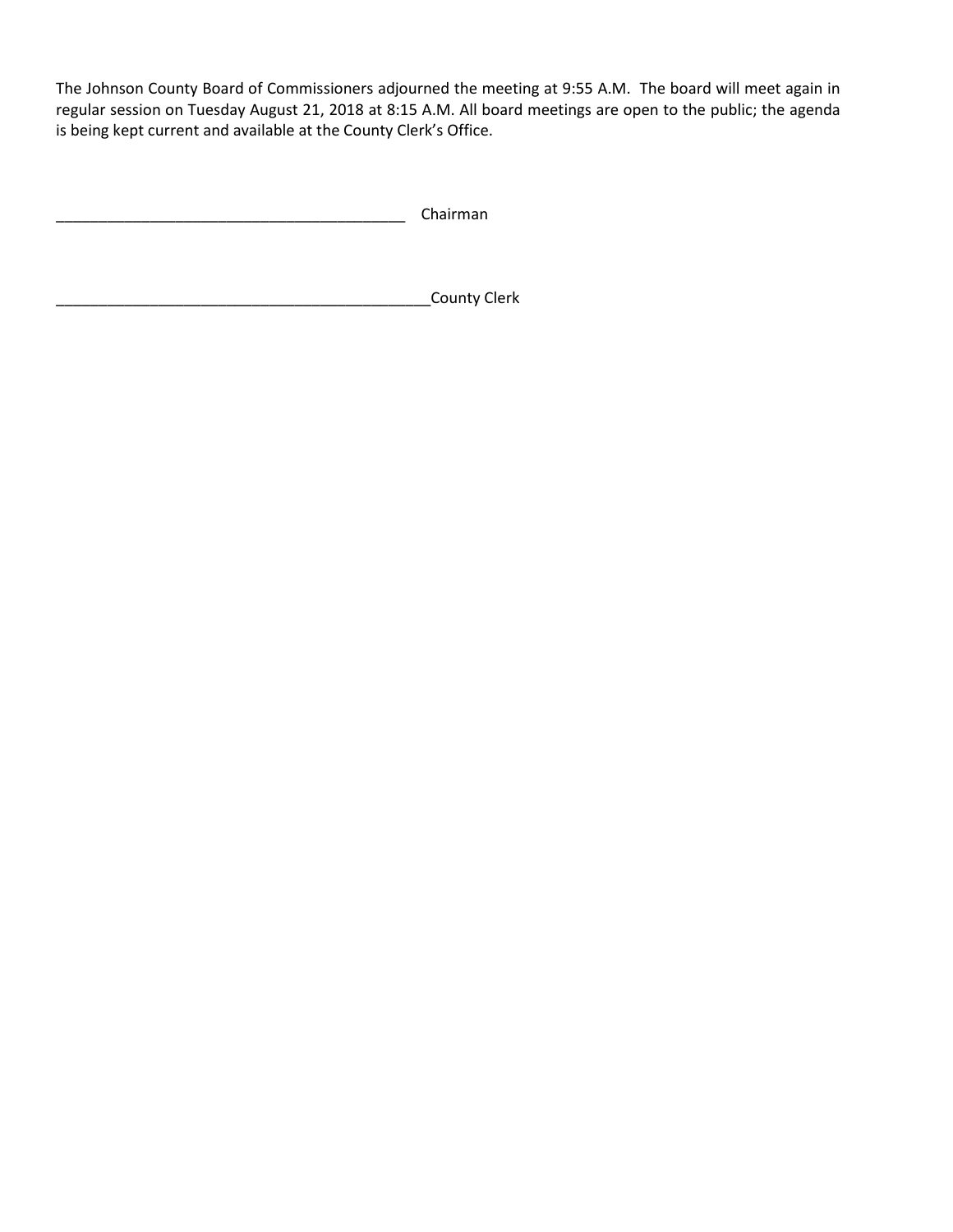The Johnson County Board of Commissioners adjourned the meeting at 9:55 A.M. The board will meet again in regular session on Tuesday August 21, 2018 at 8:15 A.M. All board meetings are open to the public; the agenda is being kept current and available at the County Clerk's Office.

__________________________________________ Chairman

_____________________________________________County Clerk